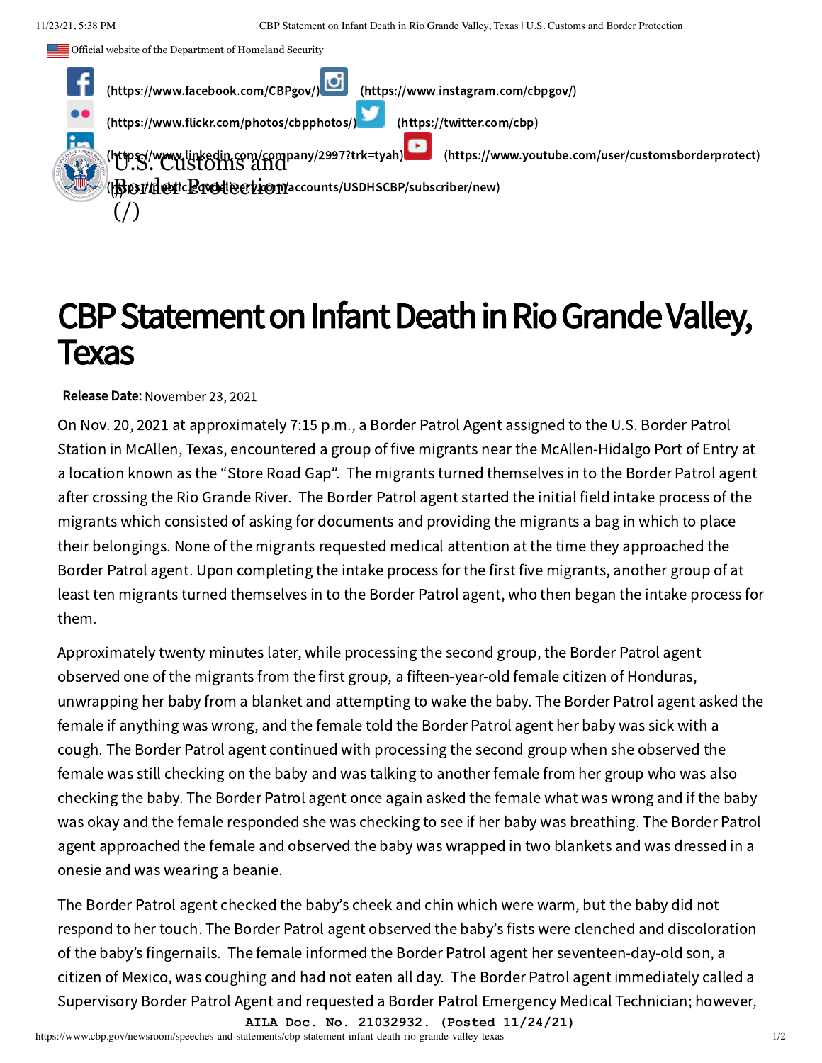Official website of the Department of Homeland Security

(https://www.facebook.com/CBPgov/) (https://www.instagram.com/cbpgov/) (https://www.flickr.com/photos/cbpphotos/) (https://twitter.com/cbp) (https://www.linkedin.com/company/2997?trk=tyah) (https://www.youtube.com/user/customsborderprotect) (https://public.govdelivery.com/accounts/USDHSCBP/subscriber/new)

U.S. Customs and Border Protection (/)

# CBP Statement on Infant Death in Rio Grande Valley, Texas

**Release Date:** November 23, 2021

On Nov. 20, 2021 at approximately 7:15 p.m., a Border Patrol Agent assigned to the U.S. Border Patrol Station in McAllen, Texas, encountered a group of five migrants near the McAllen-Hidalgo Port of Entry at a location known as the "Store Road Gap". The migrants turned themselves in to the Border Patrol agent after crossing the Rio Grande River. The Border Patrol agent started the initial field intake process of the migrants which consisted of asking for documents and providing the migrants a bag in which to place their belongings. None of the migrants requested medical attention at the time they approached the Border Patrol agent. Upon completing the intake process for the first five migrants, another group of at least ten migrants turned themselves in to the Border Patrol agent, who then began the intake process for them.

Approximately twenty minutes later, while processing the second group, the Border Patrol agent observed one of the migrants from the first group, a fifteen-year-old female citizen of Honduras, unwrapping her baby from a blanket and attempting to wake the baby. The Border Patrol agent asked the female if anything was wrong, and the female told the Border Patrol agent her baby was sick with a cough. The Border Patrol agent continued with processing the second group when she observed the female was still checking on the baby and was talking to another female from her group who was also checking the baby. The Border Patrol agent once again asked the female what was wrong and if the baby was okay and the female responded she was checking to see if her baby was breathing. The Border Patrol agent approached the female and observed the baby was wrapped in two blankets and was dressed in a onesie and was wearing a beanie.

The Border Patrol agent checked the baby's cheek and chin which were warm, but the baby did not respond to her touch. The Border Patrol agent observed the baby's fists were clenched and discoloration of the baby's fingernails. The female informed the Border Patrol agent her seventeen-day-old son, a citizen of Mexico, was coughing and had not eaten all day. The Border Patrol agent immediately called a Supervisory Border Patrol Agent and requested a Border Patrol Emergency Medical Technician; however,

AILA Doc. No. 21032932. (Posted 11/24/21)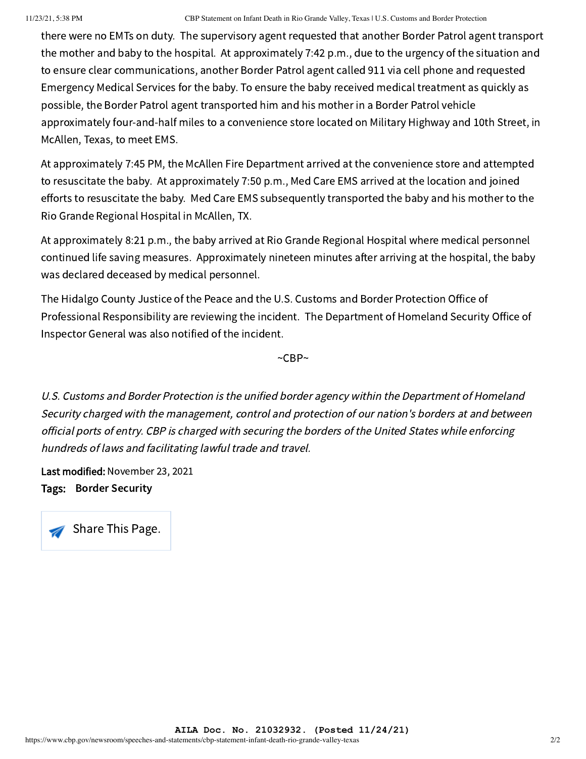there were no EMTs on duty. The supervisory agent requested that another Border Patrol agent transport the mother and baby to the hospital. At approximately 7:42 p.m., due to the urgency of the situation and to ensure clear communications, another Border Patrol agent called 911 via cell phone and requested Emergency Medical Services for the baby. To ensure the baby received medical treatment as quickly as possible, the Border Patrol agent transported him and his mother in a Border Patrol vehicle approximately four-and-half miles to a convenience store located on Military Highway and 10th Street, in McAllen, Texas, to meet EMS.

At approximately 7:45 PM, the McAllen Fire Department arrived at the convenience store and attempted to resuscitate the baby. At approximately 7:50 p.m., Med Care EMS arrived at the location and joined efforts to resuscitate the baby. Med Care EMS subsequently transported the baby and his mother to the Rio Grande Regional Hospital in McAllen, TX.

At approximately 8:21 p.m., the baby arrived at Rio Grande Regional Hospital where medical personnel continued life saving measures. Approximately nineteen minutes after arriving at the hospital, the baby was declared deceased by medical personnel.

The Hidalgo County Justice of the Peace and the U.S. Customs and Border Protection Office of Professional Responsibility are reviewing the incident. The Department of Homeland Security Office of Inspector General was also notified of the incident.

~CBP~

*U.S. Customs and Border Protection is the unified border agency within the Department of Homeland Security charged with the management, control and protection of our nation's borders at and between official ports of entry. CBP is charged with securing the borders of the United States while enforcing hundreds of laws and facilitating lawful trade and travel.*

**Last modified:** November 23, 2021

**Tags:** **Border Security**

Share This Page.

AILA Doc. No. 21032932. (Posted 11/24/21)